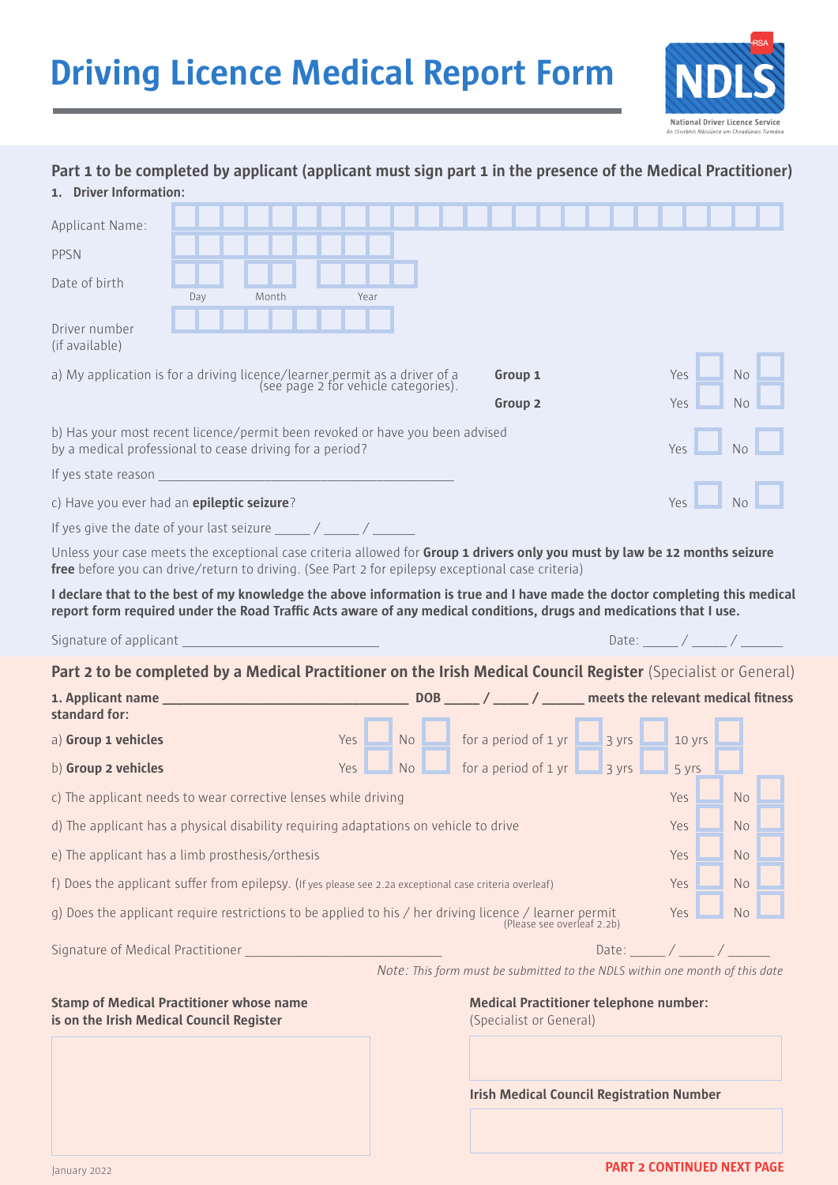# Driving Licence Medical Report Form

NDLS
National Driver Licence Service
An tSeirbhís Náisiúnta um Cheadúnais Tiomána

## Part 1 to be completed by applicant (applicant must sign part 1 in the presence of the Medical Practitioner)

**1. Driver Information:**

Applicant Name: ☐☐☐☐☐☐☐☐☐☐☐☐☐☐☐☐☐☐☐☐☐☐☐☐☐

PPSN ☐☐☐☐☐☐☐☐☐

Date of birth ☐☐ (Day) ☐☐ (Month) ☐☐☐☐ (Year)

Driver number (if available) ☐☐☐☐☐☐☐☐☐

| | | | |
|---|---|---|---|
| a) My application is for a driving licence/learner permit as a driver of a (see page 2 for vehicle categories). | **Group 1** | Yes ☐ | No ☐ |
| | **Group 2** | Yes ☐ | No ☐ |
| b) Has your most recent licence/permit been revoked or have you been advised by a medical professional to cease driving for a period? | | Yes ☐ | No ☐ |

If yes state reason ______________________________________________

| | | |
|---|---|---|
| c) Have you ever had an **epileptic seizure**? | Yes ☐ | No ☐ |

If yes give the date of your last seizure _____ / _____ / ______

Unless your case meets the exceptional case criteria allowed for **Group 1 drivers only you must by law be 12 months seizure free** before you can drive/return to driving. (See Part 2 for epilepsy exceptional case criteria)

**I declare that to the best of my knowledge the above information is true and I have made the doctor completing this medical report form required under the Road Traffic Acts aware of any medical conditions, drugs and medications that I use.**

Signature of applicant ___________________________ Date: _____ / _____ / ______

## Part 2 to be completed by a Medical Practitioner on the Irish Medical Council Register (Specialist or General)

**1. Applicant name ___________________________________ DOB _____ / _____ / ______ meets the relevant medical fitness standard for:**

| | | | | | |
|---|---|---|---|---|---|
| a) **Group 1 vehicles** | Yes ☐ | No ☐ | for a period of 1 yr ☐ | 3 yrs ☐ | 10 yrs ☐ |
| b) **Group 2 vehicles** | Yes ☐ | No ☐ | for a period of 1 yr ☐ | 3 yrs ☐ | 5 yrs ☐ |

| | | |
|---|---|---|
| c) The applicant needs to wear corrective lenses while driving | Yes ☐ | No ☐ |
| d) The applicant has a physical disability requiring adaptations on vehicle to drive | Yes ☐ | No ☐ |
| e) The applicant has a limb prosthesis/orthesis | Yes ☐ | No ☐ |
| f) Does the applicant suffer from epilepsy. (If yes please see 2.2a exceptional case criteria overleaf) | Yes ☐ | No ☐ |
| g) Does the applicant require restrictions to be applied to his / her driving licence / learner permit (Please see overleaf 2.2b) | Yes ☐ | No ☐ |

Signature of Medical Practitioner ___________________________ Date: _____ / _____ / ______

*Note: This form must be submitted to the NDLS within one month of this date*

**Stamp of Medical Practitioner whose name is on the Irish Medical Council Register**

**Medical Practitioner telephone number:**
(Specialist or General)

**Irish Medical Council Registration Number**

January 2022

**PART 2 CONTINUED NEXT PAGE**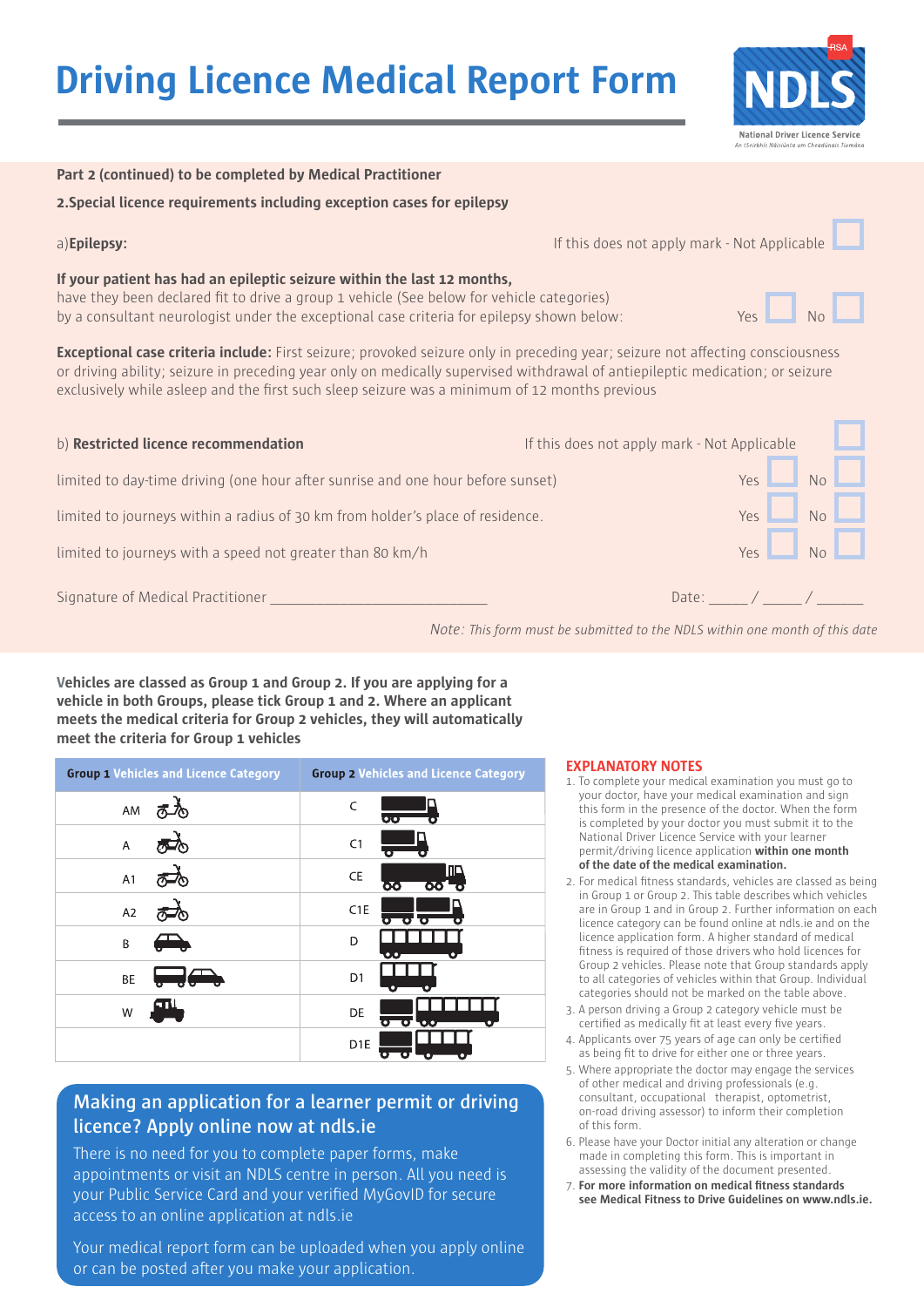# Driving Licence Medical Report Form

NDLS
National Driver Licence Service
An tSeirbhís Náisiúnta um Cheadúnais Tiomána

**Part 2 (continued) to be completed by Medical Practitioner**

**2.Special licence requirements including exception cases for epilepsy**

a)**Epilepsy:** If this does not apply mark - Not Applicable ☐

**If your patient has had an epileptic seizure within the last 12 months,**
have they been declared fit to drive a group 1 vehicle (See below for vehicle categories) by a consultant neurologist under the exceptional case criteria for epilepsy shown below: Yes ☐ No ☐

**Exceptional case criteria include:** First seizure; provoked seizure only in preceding year; seizure not affecting consciousness or driving ability; seizure in preceding year only on medically supervised withdrawal of antiepileptic medication; or seizure exclusively while asleep and the first such sleep seizure was a minimum of 12 months previous

b) **Restricted licence recommendation** If this does not apply mark - Not Applicable ☐

limited to day-time driving (one hour after sunrise and one hour before sunset) Yes ☐ No ☐

limited to journeys within a radius of 30 km from holder's place of residence. Yes ☐ No ☐

limited to journeys with a speed not greater than 80 km/h Yes ☐ No ☐

Signature of Medical Practitioner ____________________________ Date: _____ / _____ / ______

*Note: This form must be submitted to the NDLS within one month of this date*

**Vehicles are classed as Group 1 and Group 2. If you are applying for a vehicle in both Groups, please tick Group 1 and 2. Where an applicant meets the medical criteria for Group 2 vehicles, they will automatically meet the criteria for Group 1 vehicles**

| Group 1 Vehicles and Licence Category | Group 2 Vehicles and Licence Category |
|---|---|
| AM | C |
| A | C1 |
| A1 | CE |
| A2 | C1E |
| B | D |
| BE | D1 |
| W | DE |
| | D1E |

## EXPLANATORY NOTES

1. To complete your medical examination you must go to your doctor, have your medical examination and sign this form in the presence of the doctor. When the form is completed by your doctor you must submit it to the National Driver Licence Service with your learner permit/driving licence application **within one month of the date of the medical examination.**
2. For medical fitness standards, vehicles are classed as being in Group 1 or Group 2. This table describes which vehicles are in Group 1 and in Group 2. Further information on each licence category can be found online at ndls.ie and on the licence application form. A higher standard of medical fitness is required of those drivers who hold licences for Group 2 vehicles. Please note that Group standards apply to all categories of vehicles within that Group. Individual categories should not be marked on the table above.
3. A person driving a Group 2 category vehicle must be certified as medically fit at least every five years.
4. Applicants over 75 years of age can only be certified as being fit to drive for either one or three years.
5. Where appropriate the doctor may engage the services of other medical and driving professionals (e.g. consultant, occupational therapist, optometrist, on-road driving assessor) to inform their completion of this form.
6. Please have your Doctor initial any alteration or change made in completing this form. This is important in assessing the validity of the document presented.
7. **For more information on medical fitness standards see Medical Fitness to Drive Guidelines on www.ndls.ie.**

## Making an application for a learner permit or driving licence? Apply online now at ndls.ie

There is no need for you to complete paper forms, make appointments or visit an NDLS centre in person. All you need is your Public Service Card and your verified MyGovID for secure access to an online application at ndls.ie

Your medical report form can be uploaded when you apply online or can be posted after you make your application.